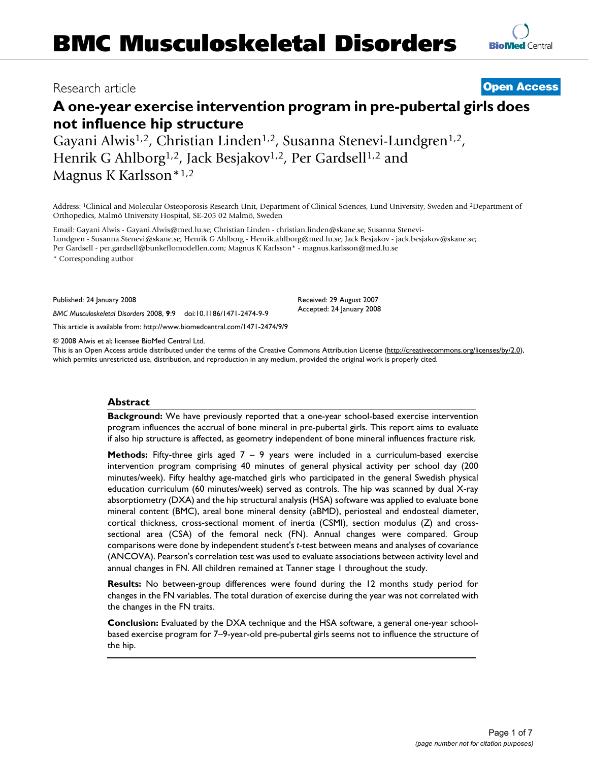# BMC Musculoskeletal Disorders

Research article

**Open Access**

# A one-year exercise intervention program in pre-pubertal girls does not influence hip structure

Gayani Alwis[1,2], Christian Linden[1,2], Susanna Stenevi-Lundgren[1,2], Henrik G Ahlborg[1,2], Jack Besjakov[1,2], Per Gardsell[1,2] and Magnus K Karlsson*[1,2]

Address: [1]Clinical and Molecular Osteoporosis Research Unit, Department of Clinical Sciences, Lund University, Sweden and [2]Department of Orthopedics, Malmö University Hospital, SE-205 02 Malmö, Sweden

Email: Gayani Alwis - Gayani.Alwis@med.lu.se; Christian Linden - christian.linden@skane.se; Susanna Stenevi-Lundgren - Susanna.Stenevi@skane.se; Henrik G Ahlborg - Henrik.ahlborg@med.lu.se; Jack Besjakov - jack.besjakov@skane.se; Per Gardsell - per.gardsell@bunkeflomodellen.com; Magnus K Karlsson* - magnus.karlsson@med.lu.se

* Corresponding author

Published: 24 January 2008

*BMC Musculoskeletal Disorders* 2008, **9**:9 doi:10.1186/1471-2474-9-9

Received: 29 August 2007
Accepted: 24 January 2008

This article is available from: http://www.biomedcentral.com/1471-2474/9/9

© 2008 Alwis et al; licensee BioMed Central Ltd.
This is an Open Access article distributed under the terms of the Creative Commons Attribution License (http://creativecommons.org/licenses/by/2.0), which permits unrestricted use, distribution, and reproduction in any medium, provided the original work is properly cited.

## Abstract

**Background:** We have previously reported that a one-year school-based exercise intervention program influences the accrual of bone mineral in pre-pubertal girls. This report aims to evaluate if also hip structure is affected, as geometry independent of bone mineral influences fracture risk.

**Methods:** Fifty-three girls aged 7 – 9 years were included in a curriculum-based exercise intervention program comprising 40 minutes of general physical activity per school day (200 minutes/week). Fifty healthy age-matched girls who participated in the general Swedish physical education curriculum (60 minutes/week) served as controls. The hip was scanned by dual X-ray absorptiometry (DXA) and the hip structural analysis (HSA) software was applied to evaluate bone mineral content (BMC), areal bone mineral density (aBMD), periosteal and endosteal diameter, cortical thickness, cross-sectional moment of inertia (CSMI), section modulus (Z) and cross-sectional area (CSA) of the femoral neck (FN). Annual changes were compared. Group comparisons were done by independent student's *t*-test between means and analyses of covariance (ANCOVA). Pearson's correlation test was used to evaluate associations between activity level and annual changes in FN. All children remained at Tanner stage I throughout the study.

**Results:** No between-group differences were found during the 12 months study period for changes in the FN variables. The total duration of exercise during the year was not correlated with the changes in the FN traits.

**Conclusion:** Evaluated by the DXA technique and the HSA software, a general one-year school-based exercise program for 7–9-year-old pre-pubertal girls seems not to influence the structure of the hip.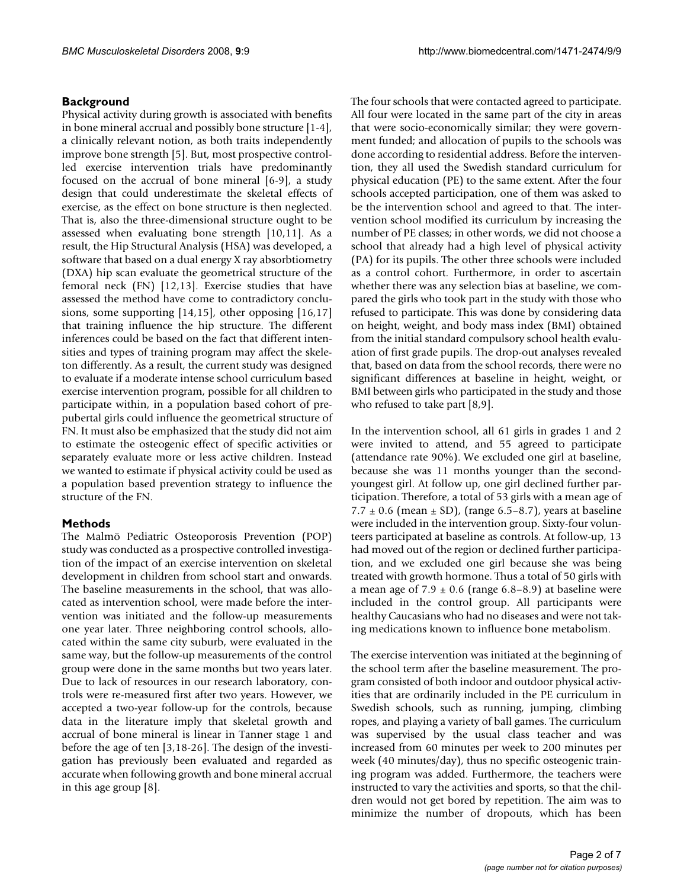## Background

Physical activity during growth is associated with benefits in bone mineral accrual and possibly bone structure [1-4], a clinically relevant notion, as both traits independently improve bone strength [5]. But, most prospective controlled exercise intervention trials have predominantly focused on the accrual of bone mineral [6-9], a study design that could underestimate the skeletal effects of exercise, as the effect on bone structure is then neglected. That is, also the three-dimensional structure ought to be assessed when evaluating bone strength [10,11]. As a result, the Hip Structural Analysis (HSA) was developed, a software that based on a dual energy X ray absorbtiometry (DXA) hip scan evaluate the geometrical structure of the femoral neck (FN) [12,13]. Exercise studies that have assessed the method have come to contradictory conclusions, some supporting [14,15], other opposing [16,17] that training influence the hip structure. The different inferences could be based on the fact that different intensities and types of training program may affect the skeleton differently. As a result, the current study was designed to evaluate if a moderate intense school curriculum based exercise intervention program, possible for all children to participate within, in a population based cohort of prepubertal girls could influence the geometrical structure of FN. It must also be emphasized that the study did not aim to estimate the osteogenic effect of specific activities or separately evaluate more or less active children. Instead we wanted to estimate if physical activity could be used as a population based prevention strategy to influence the structure of the FN.

## Methods

The Malmö Pediatric Osteoporosis Prevention (POP) study was conducted as a prospective controlled investigation of the impact of an exercise intervention on skeletal development in children from school start and onwards. The baseline measurements in the school, that was allocated as intervention school, were made before the intervention was initiated and the follow-up measurements one year later. Three neighboring control schools, allocated within the same city suburb, were evaluated in the same way, but the follow-up measurements of the control group were done in the same months but two years later. Due to lack of resources in our research laboratory, controls were re-measured first after two years. However, we accepted a two-year follow-up for the controls, because data in the literature imply that skeletal growth and accrual of bone mineral is linear in Tanner stage 1 and before the age of ten [3,18-26]. The design of the investigation has previously been evaluated and regarded as accurate when following growth and bone mineral accrual in this age group [8].

The four schools that were contacted agreed to participate. All four were located in the same part of the city in areas that were socio-economically similar; they were government funded; and allocation of pupils to the schools was done according to residential address. Before the intervention, they all used the Swedish standard curriculum for physical education (PE) to the same extent. After the four schools accepted participation, one of them was asked to be the intervention school and agreed to that. The intervention school modified its curriculum by increasing the number of PE classes; in other words, we did not choose a school that already had a high level of physical activity (PA) for its pupils. The other three schools were included as a control cohort. Furthermore, in order to ascertain whether there was any selection bias at baseline, we compared the girls who took part in the study with those who refused to participate. This was done by considering data on height, weight, and body mass index (BMI) obtained from the initial standard compulsory school health evaluation of first grade pupils. The drop-out analyses revealed that, based on data from the school records, there were no significant differences at baseline in height, weight, or BMI between girls who participated in the study and those who refused to take part [8,9].

In the intervention school, all 61 girls in grades 1 and 2 were invited to attend, and 55 agreed to participate (attendance rate 90%). We excluded one girl at baseline, because she was 11 months younger than the second-youngest girl. At follow up, one girl declined further participation. Therefore, a total of 53 girls with a mean age of 7.7 ± 0.6 (mean ± SD), (range 6.5–8.7), years at baseline were included in the intervention group. Sixty-four volunteers participated at baseline as controls. At follow-up, 13 had moved out of the region or declined further participation, and we excluded one girl because she was being treated with growth hormone. Thus a total of 50 girls with a mean age of 7.9 ± 0.6 (range 6.8–8.9) at baseline were included in the control group. All participants were healthy Caucasians who had no diseases and were not taking medications known to influence bone metabolism.

The exercise intervention was initiated at the beginning of the school term after the baseline measurement. The program consisted of both indoor and outdoor physical activities that are ordinarily included in the PE curriculum in Swedish schools, such as running, jumping, climbing ropes, and playing a variety of ball games. The curriculum was supervised by the usual class teacher and was increased from 60 minutes per week to 200 minutes per week (40 minutes/day), thus no specific osteogenic training program was added. Furthermore, the teachers were instructed to vary the activities and sports, so that the children would not get bored by repetition. The aim was to minimize the number of dropouts, which has been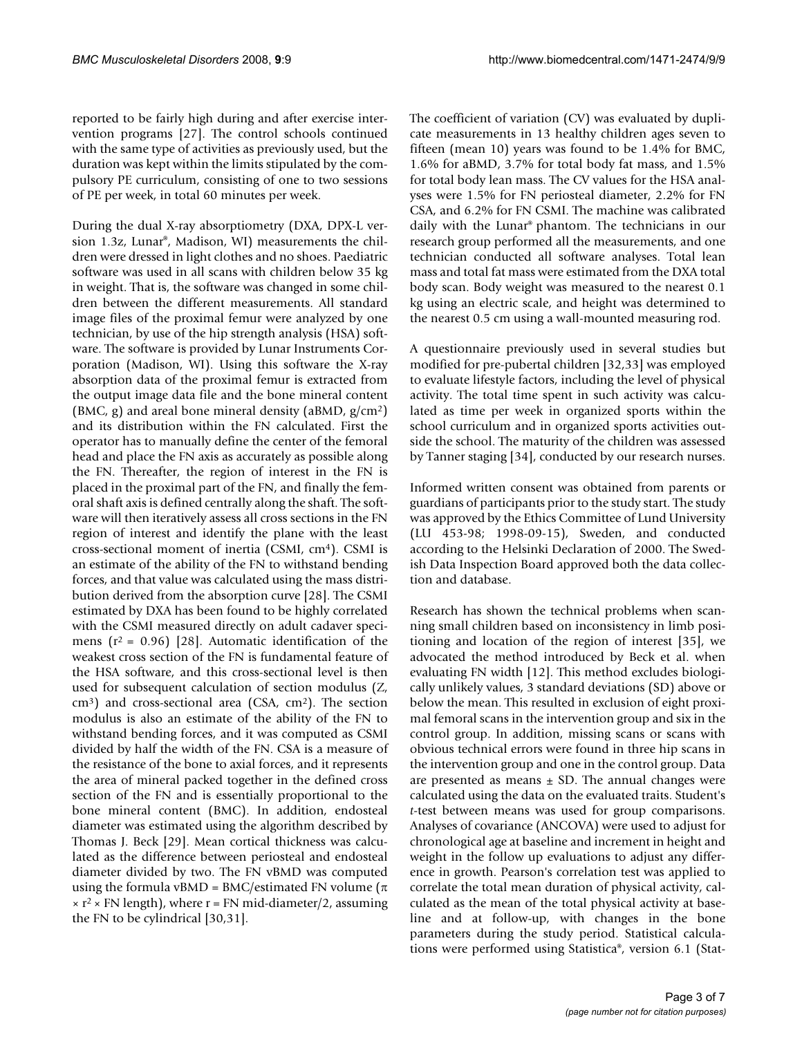reported to be fairly high during and after exercise intervention programs [27]. The control schools continued with the same type of activities as previously used, but the duration was kept within the limits stipulated by the compulsory PE curriculum, consisting of one to two sessions of PE per week, in total 60 minutes per week.

During the dual X-ray absorptiometry (DXA, DPX-L version 1.3z, Lunar®, Madison, WI) measurements the children were dressed in light clothes and no shoes. Paediatric software was used in all scans with children below 35 kg in weight. That is, the software was changed in some children between the different measurements. All standard image files of the proximal femur were analyzed by one technician, by use of the hip strength analysis (HSA) software. The software is provided by Lunar Instruments Corporation (Madison, WI). Using this software the X-ray absorption data of the proximal femur is extracted from the output image data file and the bone mineral content (BMC, g) and areal bone mineral density (aBMD, $g/cm^2$) and its distribution within the FN calculated. First the operator has to manually define the center of the femoral head and place the FN axis as accurately as possible along the FN. Thereafter, the region of interest in the FN is placed in the proximal part of the FN, and finally the femoral shaft axis is defined centrally along the shaft. The software will then iteratively assess all cross sections in the FN region of interest and identify the plane with the least cross-sectional moment of inertia (CSMI, $cm^4$). CSMI is an estimate of the ability of the FN to withstand bending forces, and that value was calculated using the mass distribution derived from the absorption curve [28]. The CSMI estimated by DXA has been found to be highly correlated with the CSMI measured directly on adult cadaver specimens ($r^2 = 0.96$) [28]. Automatic identification of the weakest cross section of the FN is fundamental feature of the HSA software, and this cross-sectional level is then used for subsequent calculation of section modulus (Z, $cm^3$) and cross-sectional area (CSA, $cm^2$). The section modulus is also an estimate of the ability of the FN to withstand bending forces, and it was computed as CSMI divided by half the width of the FN. CSA is a measure of the resistance of the bone to axial forces, and it represents the area of mineral packed together in the defined cross section of the FN and is essentially proportional to the bone mineral content (BMC). In addition, endosteal diameter was estimated using the algorithm described by Thomas J. Beck [29]. Mean cortical thickness was calculated as the difference between periosteal and endosteal diameter divided by two. The FN vBMD was computed using the formula vBMD = BMC/estimated FN volume ($\pi \times r^2 \times$ FN length), where r = FN mid-diameter/2, assuming the FN to be cylindrical [30,31].

The coefficient of variation (CV) was evaluated by duplicate measurements in 13 healthy children ages seven to fifteen (mean 10) years was found to be 1.4% for BMC, 1.6% for aBMD, 3.7% for total body fat mass, and 1.5% for total body lean mass. The CV values for the HSA analyses were 1.5% for FN periosteal diameter, 2.2% for FN CSA, and 6.2% for FN CSMI. The machine was calibrated daily with the Lunar® phantom. The technicians in our research group performed all the measurements, and one technician conducted all software analyses. Total lean mass and total fat mass were estimated from the DXA total body scan. Body weight was measured to the nearest 0.1 kg using an electric scale, and height was determined to the nearest 0.5 cm using a wall-mounted measuring rod.

A questionnaire previously used in several studies but modified for pre-pubertal children [32,33] was employed to evaluate lifestyle factors, including the level of physical activity. The total time spent in such activity was calculated as time per week in organized sports within the school curriculum and in organized sports activities outside the school. The maturity of the children was assessed by Tanner staging [34], conducted by our research nurses.

Informed written consent was obtained from parents or guardians of participants prior to the study start. The study was approved by the Ethics Committee of Lund University (LU 453-98; 1998-09-15), Sweden, and conducted according to the Helsinki Declaration of 2000. The Swedish Data Inspection Board approved both the data collection and database.

Research has shown the technical problems when scanning small children based on inconsistency in limb positioning and location of the region of interest [35], we advocated the method introduced by Beck et al. when evaluating FN width [12]. This method excludes biologically unlikely values, 3 standard deviations (SD) above or below the mean. This resulted in exclusion of eight proximal femoral scans in the intervention group and six in the control group. In addition, missing scans or scans with obvious technical errors were found in three hip scans in the intervention group and one in the control group. Data are presented as means ± SD. The annual changes were calculated using the data on the evaluated traits. Student's *t*-test between means was used for group comparisons. Analyses of covariance (ANCOVA) were used to adjust for chronological age at baseline and increment in height and weight in the follow up evaluations to adjust any difference in growth. Pearson's correlation test was applied to correlate the total mean duration of physical activity, calculated as the mean of the total physical activity at baseline and at follow-up, with changes in the bone parameters during the study period. Statistical calculations were performed using Statistica®, version 6.1 (Stat-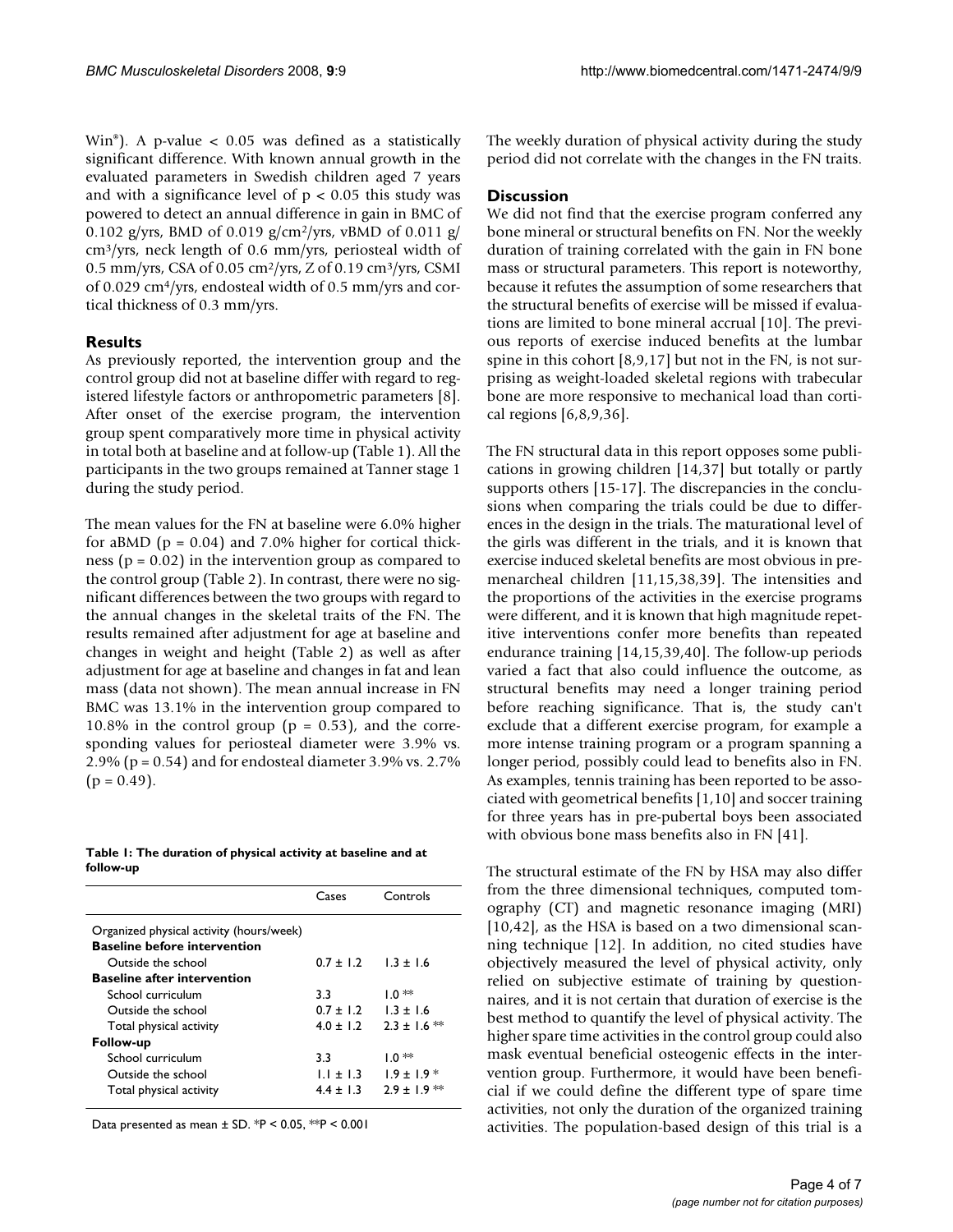Win®). A p-value < 0.05 was defined as a statistically significant difference. With known annual growth in the evaluated parameters in Swedish children aged 7 years and with a significance level of $p < 0.05$ this study was powered to detect an annual difference in gain in BMC of 0.102 g/yrs, BMD of 0.019 g/cm²/yrs, vBMD of 0.011 g/cm³/yrs, neck length of 0.6 mm/yrs, periosteal width of 0.5 mm/yrs, CSA of 0.05 cm²/yrs, Z of 0.19 cm³/yrs, CSMI of 0.029 cm⁴/yrs, endosteal width of 0.5 mm/yrs and cortical thickness of 0.3 mm/yrs.

## Results

As previously reported, the intervention group and the control group did not at baseline differ with regard to registered lifestyle factors or anthropometric parameters [8]. After onset of the exercise program, the intervention group spent comparatively more time in physical activity in total both at baseline and at follow-up (Table 1). All the participants in the two groups remained at Tanner stage 1 during the study period.

The mean values for the FN at baseline were 6.0% higher for aBMD ($p = 0.04$) and 7.0% higher for cortical thickness ($p = 0.02$) in the intervention group as compared to the control group (Table 2). In contrast, there were no significant differences between the two groups with regard to the annual changes in the skeletal traits of the FN. The results remained after adjustment for age at baseline and changes in weight and height (Table 2) as well as after adjustment for age at baseline and changes in fat and lean mass (data not shown). The mean annual increase in FN BMC was 13.1% in the intervention group compared to 10.8% in the control group ($p = 0.53$), and the corresponding values for periosteal diameter were 3.9% vs. 2.9% ($p = 0.54$) and for endosteal diameter 3.9% vs. 2.7% ($p = 0.49$).

**Table 1: The duration of physical activity at baseline and at follow-up**

| | Cases | Controls |
|---|---|---|
| Organized physical activity (hours/week) | | |
| **Baseline before intervention** | | |
| Outside the school | 0.7 ± 1.2 | 1.3 ± 1.6 |
| **Baseline after intervention** | | |
| School curriculum | 3.3 | 1.0 ** |
| Outside the school | 0.7 ± 1.2 | 1.3 ± 1.6 |
| Total physical activity | 4.0 ± 1.2 | 2.3 ± 1.6 ** |
| **Follow-up** | | |
| School curriculum | 3.3 | 1.0 ** |
| Outside the school | 1.1 ± 1.3 | 1.9 ± 1.9 * |
| Total physical activity | 4.4 ± 1.3 | 2.9 ± 1.9 ** |

Data presented as mean ± SD. *P < 0.05, **P < 0.001

The weekly duration of physical activity during the study period did not correlate with the changes in the FN traits.

## Discussion

We did not find that the exercise program conferred any bone mineral or structural benefits on FN. Nor the weekly duration of training correlated with the gain in FN bone mass or structural parameters. This report is noteworthy, because it refutes the assumption of some researchers that the structural benefits of exercise will be missed if evaluations are limited to bone mineral accrual [10]. The previous reports of exercise induced benefits at the lumbar spine in this cohort [8,9,17] but not in the FN, is not surprising as weight-loaded skeletal regions with trabecular bone are more responsive to mechanical load than cortical regions [6,8,9,36].

The FN structural data in this report opposes some publications in growing children [14,37] but totally or partly supports others [15-17]. The discrepancies in the conclusions when comparing the trials could be due to differences in the design in the trials. The maturational level of the girls was different in the trials, and it is known that exercise induced skeletal benefits are most obvious in premenarcheal children [11,15,38,39]. The intensities and the proportions of the activities in the exercise programs were different, and it is known that high magnitude repetitive interventions confer more benefits than repeated endurance training [14,15,39,40]. The follow-up periods varied a fact that also could influence the outcome, as structural benefits may need a longer training period before reaching significance. That is, the study can't exclude that a different exercise program, for example a more intense training program or a program spanning a longer period, possibly could lead to benefits also in FN. As examples, tennis training has been reported to be associated with geometrical benefits [1,10] and soccer training for three years has in pre-pubertal boys been associated with obvious bone mass benefits also in FN [41].

The structural estimate of the FN by HSA may also differ from the three dimensional techniques, computed tomography (CT) and magnetic resonance imaging (MRI) [10,42], as the HSA is based on a two dimensional scanning technique [12]. In addition, no cited studies have objectively measured the level of physical activity, only relied on subjective estimate of training by questionnaires, and it is not certain that duration of exercise is the best method to quantify the level of physical activity. The higher spare time activities in the control group could also mask eventual beneficial osteogenic effects in the intervention group. Furthermore, it would have been beneficial if we could define the different type of spare time activities, not only the duration of the organized training activities. The population-based design of this trial is a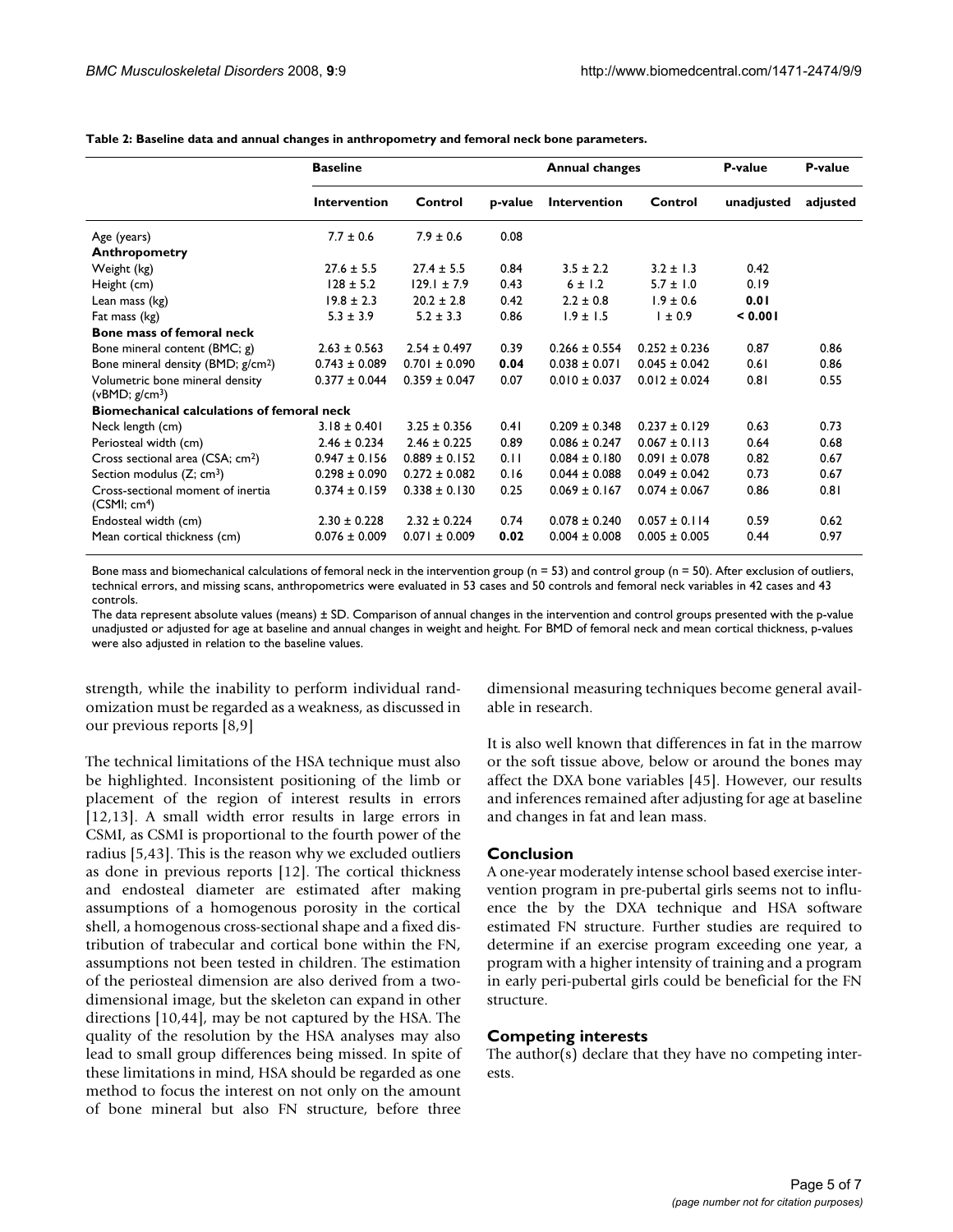**Table 2: Baseline data and annual changes in anthropometry and femoral neck bone parameters.**

| | Baseline | | | Annual changes | | P-value | P-value |
|---|---|---|---|---|---|---|---|
| | Intervention | Control | p-value | Intervention | Control | unadjusted | adjusted |
| Age (years) | 7.7 ± 0.6 | 7.9 ± 0.6 | 0.08 | | | | |
| **Anthropometry** | | | | | | | |
| Weight (kg) | 27.6 ± 5.5 | 27.4 ± 5.5 | 0.84 | 3.5 ± 2.2 | 3.2 ± 1.3 | 0.42 | |
| Height (cm) | 128 ± 5.2 | 129.1 ± 7.9 | 0.43 | 6 ± 1.2 | 5.7 ± 1.0 | 0.19 | |
| Lean mass (kg) | 19.8 ± 2.3 | 20.2 ± 2.8 | 0.42 | 2.2 ± 0.8 | 1.9 ± 0.6 | **0.01** | |
| Fat mass (kg) | 5.3 ± 3.9 | 5.2 ± 3.3 | 0.86 | 1.9 ± 1.5 | 1 ± 0.9 | **< 0.001** | |
| **Bone mass of femoral neck** | | | | | | | |
| Bone mineral content (BMC; g) | 2.63 ± 0.563 | 2.54 ± 0.497 | 0.39 | 0.266 ± 0.554 | 0.252 ± 0.236 | 0.87 | 0.86 |
| Bone mineral density (BMD; g/cm$^2$) | 0.743 ± 0.089 | 0.701 ± 0.090 | **0.04** | 0.038 ± 0.071 | 0.045 ± 0.042 | 0.61 | 0.86 |
| Volumetric bone mineral density (vBMD; g/cm$^3$) | 0.377 ± 0.044 | 0.359 ± 0.047 | 0.07 | 0.010 ± 0.037 | 0.012 ± 0.024 | 0.81 | 0.55 |
| **Biomechanical calculations of femoral neck** | | | | | | | |
| Neck length (cm) | 3.18 ± 0.401 | 3.25 ± 0.356 | 0.41 | 0.209 ± 0.348 | 0.237 ± 0.129 | 0.63 | 0.73 |
| Periosteal width (cm) | 2.46 ± 0.234 | 2.46 ± 0.225 | 0.89 | 0.086 ± 0.247 | 0.067 ± 0.113 | 0.64 | 0.68 |
| Cross sectional area (CSA; cm$^2$) | 0.947 ± 0.156 | 0.889 ± 0.152 | 0.11 | 0.084 ± 0.180 | 0.091 ± 0.078 | 0.82 | 0.67 |
| Section modulus (Z; cm$^3$) | 0.298 ± 0.090 | 0.272 ± 0.082 | 0.16 | 0.044 ± 0.088 | 0.049 ± 0.042 | 0.73 | 0.67 |
| Cross-sectional moment of inertia (CSMI; cm$^4$) | 0.374 ± 0.159 | 0.338 ± 0.130 | 0.25 | 0.069 ± 0.167 | 0.074 ± 0.067 | 0.86 | 0.81 |
| Endosteal width (cm) | 2.30 ± 0.228 | 2.32 ± 0.224 | 0.74 | 0.078 ± 0.240 | 0.057 ± 0.114 | 0.59 | 0.62 |
| Mean cortical thickness (cm) | 0.076 ± 0.009 | 0.071 ± 0.009 | **0.02** | 0.004 ± 0.008 | 0.005 ± 0.005 | 0.44 | 0.97 |

Bone mass and biomechanical calculations of femoral neck in the intervention group (n = 53) and control group (n = 50). After exclusion of outliers, technical errors, and missing scans, anthropometrics were evaluated in 53 cases and 50 controls and femoral neck variables in 42 cases and 43 controls.

The data represent absolute values (means) ± SD. Comparison of annual changes in the intervention and control groups presented with the p-value unadjusted or adjusted for age at baseline and annual changes in weight and height. For BMD of femoral neck and mean cortical thickness, p-values were also adjusted in relation to the baseline values.

strength, while the inability to perform individual randomization must be regarded as a weakness, as discussed in our previous reports [8,9]

The technical limitations of the HSA technique must also be highlighted. Inconsistent positioning of the limb or placement of the region of interest results in errors [12,13]. A small width error results in large errors in CSMI, as CSMI is proportional to the fourth power of the radius [5,43]. This is the reason why we excluded outliers as done in previous reports [12]. The cortical thickness and endosteal diameter are estimated after making assumptions of a homogenous porosity in the cortical shell, a homogenous cross-sectional shape and a fixed distribution of trabecular and cortical bone within the FN, assumptions not been tested in children. The estimation of the periosteal dimension are also derived from a two-dimensional image, but the skeleton can expand in other directions [10,44], may be not captured by the HSA. The quality of the resolution by the HSA analyses may also lead to small group differences being missed. In spite of these limitations in mind, HSA should be regarded as one method to focus the interest on not only on the amount of bone mineral but also FN structure, before three dimensional measuring techniques become general available in research.

It is also well known that differences in fat in the marrow or the soft tissue above, below or around the bones may affect the DXA bone variables [45]. However, our results and inferences remained after adjusting for age at baseline and changes in fat and lean mass.

## Conclusion

A one-year moderately intense school based exercise intervention program in pre-pubertal girls seems not to influence the by the DXA technique and HSA software estimated FN structure. Further studies are required to determine if an exercise program exceeding one year, a program with a higher intensity of training and a program in early peri-pubertal girls could be beneficial for the FN structure.

## Competing interests

The author(s) declare that they have no competing interests.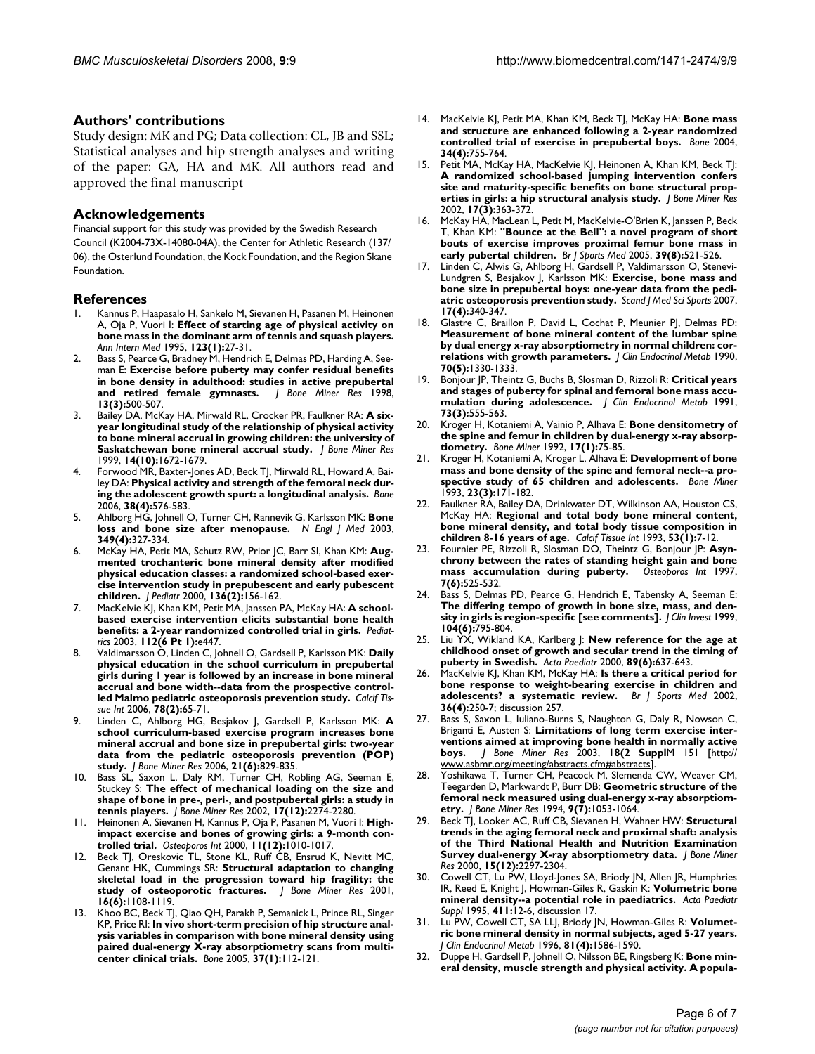## Authors' contributions

Study design: MK and PG; Data collection: CL, JB and SSL; Statistical analyses and hip strength analyses and writing of the paper: GA, HA and MK. All authors read and approved the final manuscript

## Acknowledgements

Financial support for this study was provided by the Swedish Research Council (K2004-73X-14080-04A), the Center for Athletic Research (137/06), the Osterlund Foundation, the Kock Foundation, and the Region Skane Foundation.

## References

1. Kannus P, Haapasalo H, Sankelo M, Sievanen H, Pasanen M, Heinonen A, Oja P, Vuori I: **Effect of starting age of physical activity on bone mass in the dominant arm of tennis and squash players.** *Ann Intern Med* 1995, **123(1)**:27-31.
2. Bass S, Pearce G, Bradney M, Hendrich E, Delmas PD, Harding A, Seeman E: **Exercise before puberty may confer residual benefits in bone density in adulthood: studies in active prepubertal and retired female gymnasts.** *J Bone Miner Res* 1998, **13(3)**:500-507.
3. Bailey DA, McKay HA, Mirwald RL, Crocker PR, Faulkner RA: **A six-year longitudinal study of the relationship of physical activity to bone mineral accrual in growing children: the university of Saskatchewan bone mineral accrual study.** *J Bone Miner Res* 1999, **14(10)**:1672-1679.
4. Forwood MR, Baxter-Jones AD, Beck TJ, Mirwald RL, Howard A, Bailey DA: **Physical activity and strength of the femoral neck during the adolescent growth spurt: a longitudinal analysis.** *Bone* 2006, **38(4)**:576-583.
5. Ahlborg HG, Johnell O, Turner CH, Rannevik G, Karlsson MK: **Bone loss and bone size after menopause.** *N Engl J Med* 2003, **349(4)**:327-334.
6. McKay HA, Petit MA, Schutz RW, Prior JC, Barr SI, Khan KM: **Augmented trochanteric bone mineral density after modified physical education classes: a randomized school-based exercise intervention study in prepubescent and early pubescent children.** *J Pediatr* 2000, **136(2)**:156-162.
7. MacKelvie KJ, Khan KM, Petit MA, Janssen PA, McKay HA: **A school-based exercise intervention elicits substantial bone health benefits: a 2-year randomized controlled trial in girls.** *Pediatrics* 2003, **112(6 Pt 1)**:e447.
8. Valdimarsson O, Linden C, Johnell O, Gardsell P, Karlsson MK: **Daily physical education in the school curriculum in prepubertal girls during 1 year is followed by an increase in bone mineral accrual and bone width--data from the prospective controlled Malmo pediatric osteoporosis prevention study.** *Calcif Tissue Int* 2006, **78(2)**:65-71.
9. Linden C, Ahlborg HG, Besjakov J, Gardsell P, Karlsson MK: **A school curriculum-based exercise program increases bone mineral accrual and bone size in prepubertal girls: two-year data from the pediatric osteoporosis prevention (POP) study.** *J Bone Miner Res* 2006, **21(6)**:829-835.
10. Bass SL, Saxon L, Daly RM, Turner CH, Robling AG, Seeman E, Stuckey S: **The effect of mechanical loading on the size and shape of bone in pre-, peri-, and postpubertal girls: a study in tennis players.** *J Bone Miner Res* 2002, **17(12)**:2274-2280.
11. Heinonen A, Sievanen H, Kannus P, Oja P, Pasanen M, Vuori I: **High-impact exercise and bones of growing girls: a 9-month controlled trial.** *Osteoporos Int* 2000, **11(12)**:1010-1017.
12. Beck TJ, Oreskovic TL, Stone KL, Ruff CB, Ensrud K, Nevitt MC, Genant HK, Cummings SR: **Structural adaptation to changing skeletal load in the progression toward hip fragility: the study of osteoporotic fractures.** *J Bone Miner Res* 2001, **16(6)**:1108-1119.
13. Khoo BC, Beck TJ, Qiao QH, Parakh P, Semanick L, Prince RL, Singer KP, Price RI: **In vivo short-term precision of hip structure analysis variables in comparison with bone mineral density using paired dual-energy X-ray absorptiometry scans from multi-center clinical trials.** *Bone* 2005, **37(1)**:112-121.
14. MacKelvie KJ, Petit MA, Khan KM, Beck TJ, McKay HA: **Bone mass and structure are enhanced following a 2-year randomized controlled trial of exercise in prepubertal boys.** *Bone* 2004, **34(4)**:755-764.
15. Petit MA, McKay HA, MacKelvie KJ, Heinonen A, Khan KM, Beck TJ: **A randomized school-based jumping intervention confers site and maturity-specific benefits on bone structural properties in girls: a hip structural analysis study.** *J Bone Miner Res* 2002, **17(3)**:363-372.
16. McKay HA, MacLean L, Petit M, MacKelvie-O'Brien K, Janssen P, Beck T, Khan KM: **"Bounce at the Bell": a novel program of short bouts of exercise improves proximal femur bone mass in early pubertal children.** *Br J Sports Med* 2005, **39(8)**:521-526.
17. Linden C, Alwis G, Ahlborg H, Gardsell P, Valdimarsson O, Stenevi-Lundgren S, Besjakov J, Karlsson MK: **Exercise, bone mass and bone size in prepubertal boys: one-year data from the pediatric osteoporosis prevention study.** *Scand J Med Sci Sports* 2007, **17(4)**:340-347.
18. Glastre C, Braillon P, David L, Cochat P, Meunier PJ, Delmas PD: **Measurement of bone mineral content of the lumbar spine by dual energy x-ray absorptiometry in normal children: correlations with growth parameters.** *J Clin Endocrinol Metab* 1990, **70(5)**:1330-1333.
19. Bonjour JP, Theintz G, Buchs B, Slosman D, Rizzoli R: **Critical years and stages of puberty for spinal and femoral bone mass accumulation during adolescence.** *J Clin Endocrinol Metab* 1991, **73(3)**:555-563.
20. Kroger H, Kotaniemi A, Vainio P, Alhava E: **Bone densitometry of the spine and femur in children by dual-energy x-ray absorptiometry.** *Bone Miner* 1992, **17(1)**:75-85.
21. Kroger H, Kotaniemi A, Kroger L, Alhava E: **Development of bone mass and bone density of the spine and femoral neck--a prospective study of 65 children and adolescents.** *Bone Miner* 1993, **23(3)**:171-182.
22. Faulkner RA, Bailey DA, Drinkwater DT, Wilkinson AA, Houston CS, McKay HA: **Regional and total body bone mineral content, bone mineral density, and total body tissue composition in children 8-16 years of age.** *Calcif Tissue Int* 1993, **53(1)**:7-12.
23. Fournier PE, Rizzoli R, Slosman DO, Theintz G, Bonjour JP: **Asynchrony between the rates of standing height gain and bone mass accumulation during puberty.** *Osteoporos Int* 1997, **7(6)**:525-532.
24. Bass S, Delmas PD, Pearce G, Hendrich E, Tabensky A, Seeman E: **The differing tempo of growth in bone size, mass, and density in girls is region-specific [see comments].** *J Clin Invest* 1999, **104(6)**:795-804.
25. Liu YX, Wikland KA, Karlberg J: **New reference for the age at childhood onset of growth and secular trend in the timing of puberty in Swedish.** *Acta Paediatr* 2000, **89(6)**:637-643.
26. MacKelvie KJ, Khan KM, McKay HA: **Is there a critical period for bone response to weight-bearing exercise in children and adolescents? a systematic review.** *Br J Sports Med* 2002, **36(4)**:250-7; discussion 257.
27. Bass S, Saxon L, Iuliano-Burns S, Naughton G, Daly R, Nowson C, Briganti E, Austen S: **Limitations of long term exercise interventions aimed at improving bone health in normally active boys.** *J Bone Miner Res* 2003, **18(2 Suppl**M 151 [http://www.asbmr.org/meeting/abstracts.cfm#abstracts].
28. Yoshikawa T, Turner CH, Peacock M, Slemenda CW, Weaver CM, Teegarden D, Markwardt P, Burr DB: **Geometric structure of the femoral neck measured using dual-energy x-ray absorptiometry.** *J Bone Miner Res* 1994, **9(7)**:1053-1064.
29. Beck TJ, Looker AC, Ruff CB, Sievanen H, Wahner HW: **Structural trends in the aging femoral neck and proximal shaft: analysis of the Third National Health and Nutrition Examination Survey dual-energy X-ray absorptiometry data.** *J Bone Miner Res* 2000, **15(12)**:2297-2304.
30. Cowell CT, Lu PW, Lloyd-Jones SA, Briody JN, Allen JR, Humphries IR, Reed E, Knight J, Howman-Giles R, Gaskin K: **Volumetric bone mineral density--a potential role in paediatrics.** *Acta Paediatr Suppl* 1995, **411**:12-6, discussion 17.
31. Lu PW, Cowell CT, SA LLJ, Briody JN, Howman-Giles R: **Volumetric bone mineral density in normal subjects, aged 5-27 years.** *J Clin Endocrinol Metab* 1996, **81(4)**:1586-1590.
32. Duppe H, Gardsell P, Johnell O, Nilsson BE, Ringsberg K: **Bone mineral density, muscle strength and physical activity. A popula-**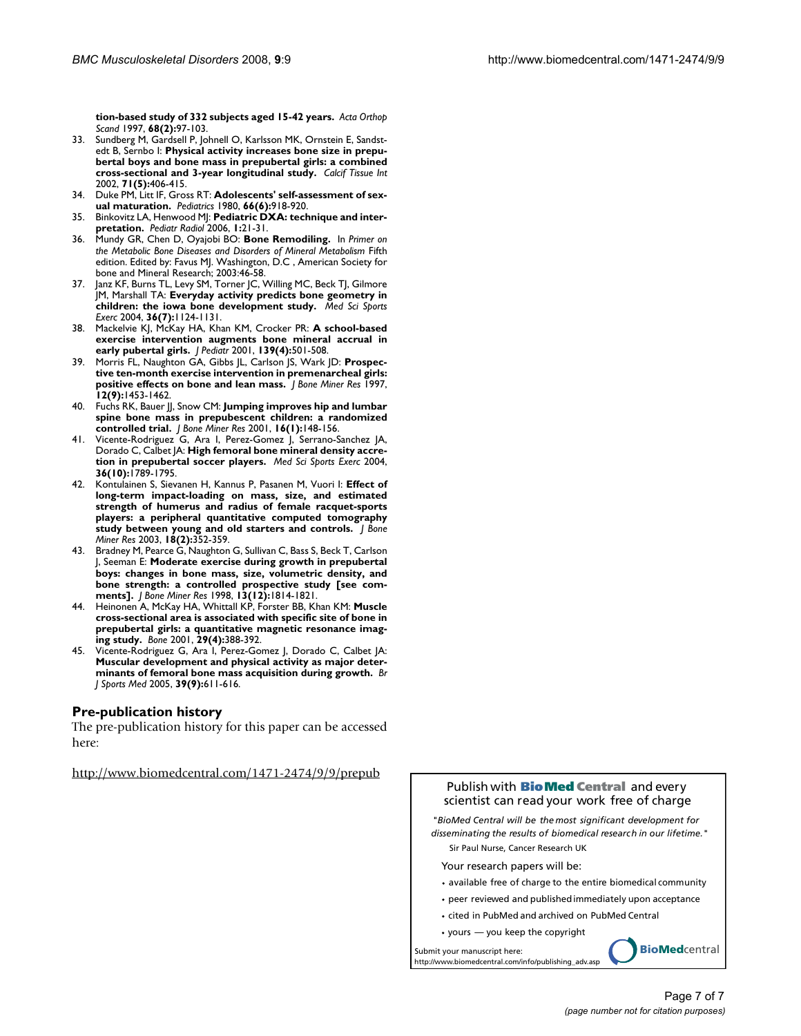tion-based study of 332 subjects aged 15-42 years.** *Acta Orthop Scand* 1997, **68(2):**97-103.

33. Sundberg M, Gardsell P, Johnell O, Karlsson MK, Ornstein E, Sandstedt B, Sernbo I: **Physical activity increases bone size in prepubertal boys and bone mass in prepubertal girls: a combined cross-sectional and 3-year longitudinal study.** *Calcif Tissue Int* 2002, **71(5):**406-415.
34. Duke PM, Litt IF, Gross RT: **Adolescents' self-assessment of sexual maturation.** *Pediatrics* 1980, **66(6):**918-920.
35. Binkovitz LA, Henwood MJ: **Pediatric DXA: technique and interpretation.** *Pediatr Radiol* 2006, **1:**21-31.
36. Mundy GR, Chen D, Oyajobi BO: **Bone Remodiling.** In *Primer on the Metabolic Bone Diseases and Disorders of Mineral Metabolism* Fifth edition. Edited by: Favus MJ. Washington, D.C , American Society for bone and Mineral Research; 2003:46-58.
37. Janz KF, Burns TL, Levy SM, Torner JC, Willing MC, Beck TJ, Gilmore JM, Marshall TA: **Everyday activity predicts bone geometry in children: the iowa bone development study.** *Med Sci Sports Exerc* 2004, **36(7):**1124-1131.
38. Mackelvie KJ, McKay HA, Khan KM, Crocker PR: **A school-based exercise intervention augments bone mineral accrual in early pubertal girls.** *J Pediatr* 2001, **139(4):**501-508.
39. Morris FL, Naughton GA, Gibbs JL, Carlson JS, Wark JD: **Prospective ten-month exercise intervention in premenarcheal girls: positive effects on bone and lean mass.** *J Bone Miner Res* 1997, **12(9):**1453-1462.
40. Fuchs RK, Bauer JJ, Snow CM: **Jumping improves hip and lumbar spine bone mass in prepubescent children: a randomized controlled trial.** *J Bone Miner Res* 2001, **16(1):**148-156.
41. Vicente-Rodriguez G, Ara I, Perez-Gomez J, Serrano-Sanchez JA, Dorado C, Calbet JA: **High femoral bone mineral density accretion in prepubertal soccer players.** *Med Sci Sports Exerc* 2004, **36(10):**1789-1795.
42. Kontulainen S, Sievanen H, Kannus P, Pasanen M, Vuori I: **Effect of long-term impact-loading on mass, size, and estimated strength of humerus and radius of female racquet-sports players: a peripheral quantitative computed tomography study between young and old starters and controls.** *J Bone Miner Res* 2003, **18(2):**352-359.
43. Bradney M, Pearce G, Naughton G, Sullivan C, Bass S, Beck T, Carlson J, Seeman E: **Moderate exercise during growth in prepubertal boys: changes in bone mass, size, volumetric density, and bone strength: a controlled prospective study [see comments].** *J Bone Miner Res* 1998, **13(12):**1814-1821.
44. Heinonen A, McKay HA, Whittall KP, Forster BB, Khan KM: **Muscle cross-sectional area is associated with specific site of bone in prepubertal girls: a quantitative magnetic resonance imaging study.** *Bone* 2001, **29(4):**388-392.
45. Vicente-Rodriguez G, Ara I, Perez-Gomez J, Dorado C, Calbet JA: **Muscular development and physical activity as major determinants of femoral bone mass acquisition during growth.** *Br J Sports Med* 2005, **39(9):**611-616.

## Pre-publication history

The pre-publication history for this paper can be accessed here:

http://www.biomedcentral.com/1471-2474/9/9/prepub

Publish with **BioMed Central** and every scientist can read your work free of charge

*"BioMed Central will be the most significant development for disseminating the results of biomedical research in our lifetime."*
Sir Paul Nurse, Cancer Research UK

Your research papers will be:

- available free of charge to the entire biomedical community
- peer reviewed and published immediately upon acceptance
- cited in PubMed and archived on PubMed Central
- yours — you keep the copyright

Submit your manuscript here:
http://www.biomedcentral.com/info/publishing_adv.asp

BioMedcentral